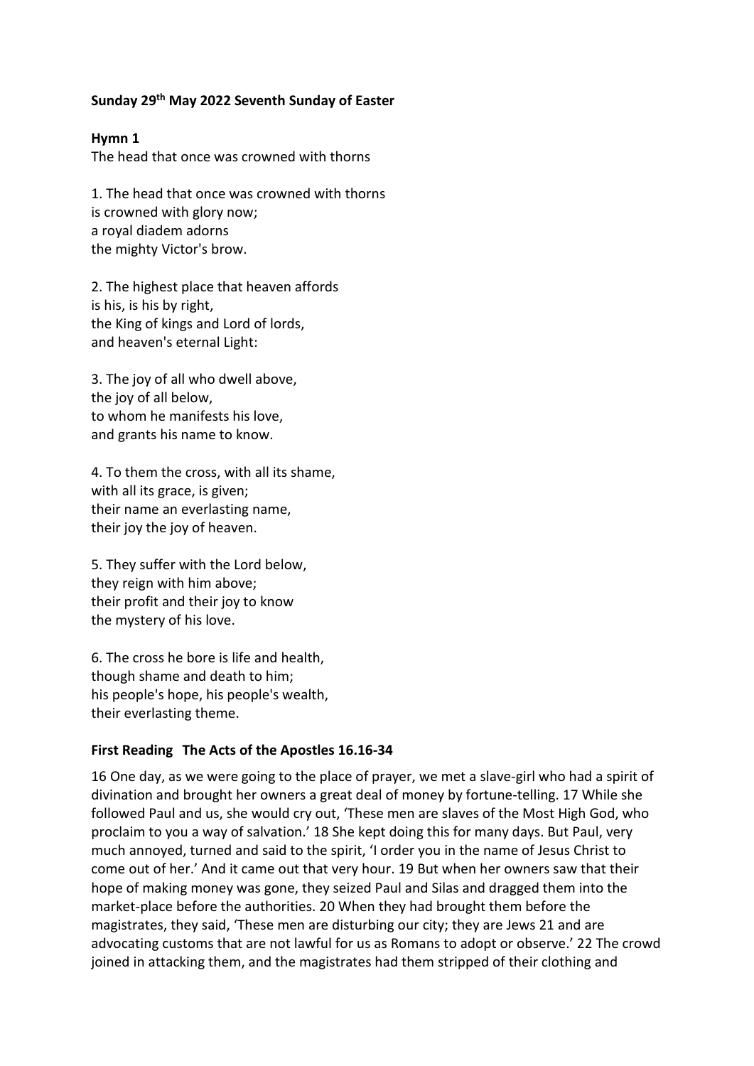**Sunday 29th May 2022 Seventh Sunday of Easter**

**Hymn 1**

The head that once was crowned with thorns

1. The head that once was crowned with thorns
is crowned with glory now;
a royal diadem adorns
the mighty Victor's brow.

2. The highest place that heaven affords
is his, is his by right,
the King of kings and Lord of lords,
and heaven's eternal Light:

3. The joy of all who dwell above,
the joy of all below,
to whom he manifests his love,
and grants his name to know.

4. To them the cross, with all its shame,
with all its grace, is given;
their name an everlasting name,
their joy the joy of heaven.

5. They suffer with the Lord below,
they reign with him above;
their profit and their joy to know
the mystery of his love.

6. The cross he bore is life and health,
though shame and death to him;
his people's hope, his people's wealth,
their everlasting theme.

**First Reading The Acts of the Apostles 16.16-34**

16 One day, as we were going to the place of prayer, we met a slave-girl who had a spirit of divination and brought her owners a great deal of money by fortune-telling. 17 While she followed Paul and us, she would cry out, 'These men are slaves of the Most High God, who proclaim to you a way of salvation.' 18 She kept doing this for many days. But Paul, very much annoyed, turned and said to the spirit, 'I order you in the name of Jesus Christ to come out of her.' And it came out that very hour. 19 But when her owners saw that their hope of making money was gone, they seized Paul and Silas and dragged them into the market-place before the authorities. 20 When they had brought them before the magistrates, they said, 'These men are disturbing our city; they are Jews 21 and are advocating customs that are not lawful for us as Romans to adopt or observe.' 22 The crowd joined in attacking them, and the magistrates had them stripped of their clothing and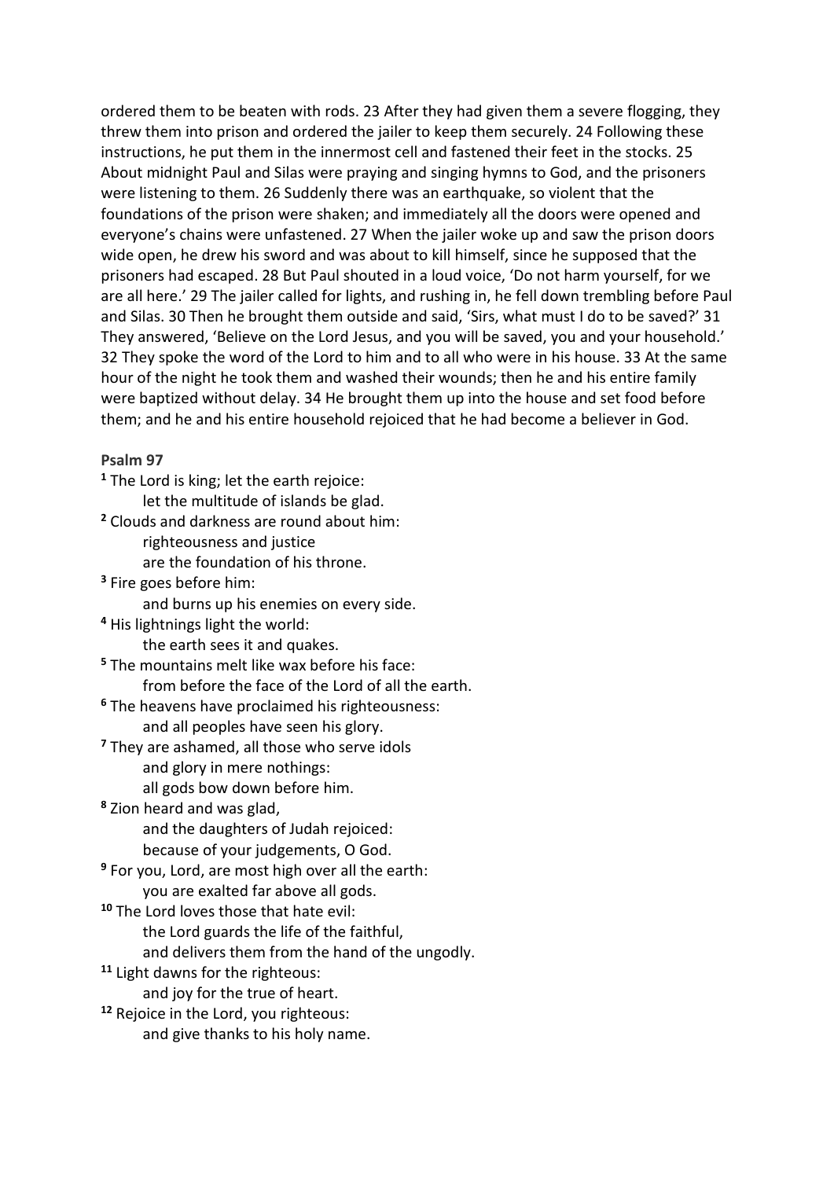ordered them to be beaten with rods. 23 After they had given them a severe flogging, they threw them into prison and ordered the jailer to keep them securely. 24 Following these instructions, he put them in the innermost cell and fastened their feet in the stocks. 25 About midnight Paul and Silas were praying and singing hymns to God, and the prisoners were listening to them. 26 Suddenly there was an earthquake, so violent that the foundations of the prison were shaken; and immediately all the doors were opened and everyone's chains were unfastened. 27 When the jailer woke up and saw the prison doors wide open, he drew his sword and was about to kill himself, since he supposed that the prisoners had escaped. 28 But Paul shouted in a loud voice, 'Do not harm yourself, for we are all here.' 29 The jailer called for lights, and rushing in, he fell down trembling before Paul and Silas. 30 Then he brought them outside and said, 'Sirs, what must I do to be saved?' 31 They answered, 'Believe on the Lord Jesus, and you will be saved, you and your household.' 32 They spoke the word of the Lord to him and to all who were in his house. 33 At the same hour of the night he took them and washed their wounds; then he and his entire family were baptized without delay. 34 He brought them up into the house and set food before them; and he and his entire household rejoiced that he had become a believer in God.

**Psalm 97**

**1** The Lord is king; let the earth rejoice:
let the multitude of islands be glad.
**2** Clouds and darkness are round about him:
righteousness and justice
are the foundation of his throne.
**3** Fire goes before him:
and burns up his enemies on every side.
**4** His lightnings light the world:
the earth sees it and quakes.
**5** The mountains melt like wax before his face:
from before the face of the Lord of all the earth.
**6** The heavens have proclaimed his righteousness:
and all peoples have seen his glory.
**7** They are ashamed, all those who serve idols
and glory in mere nothings:
all gods bow down before him.
**8** Zion heard and was glad,
and the daughters of Judah rejoiced:
because of your judgements, O God.
**9** For you, Lord, are most high over all the earth:
you are exalted far above all gods.
**10** The Lord loves those that hate evil:
the Lord guards the life of the faithful,
and delivers them from the hand of the ungodly.
**11** Light dawns for the righteous:
and joy for the true of heart.
**12** Rejoice in the Lord, you righteous:
and give thanks to his holy name.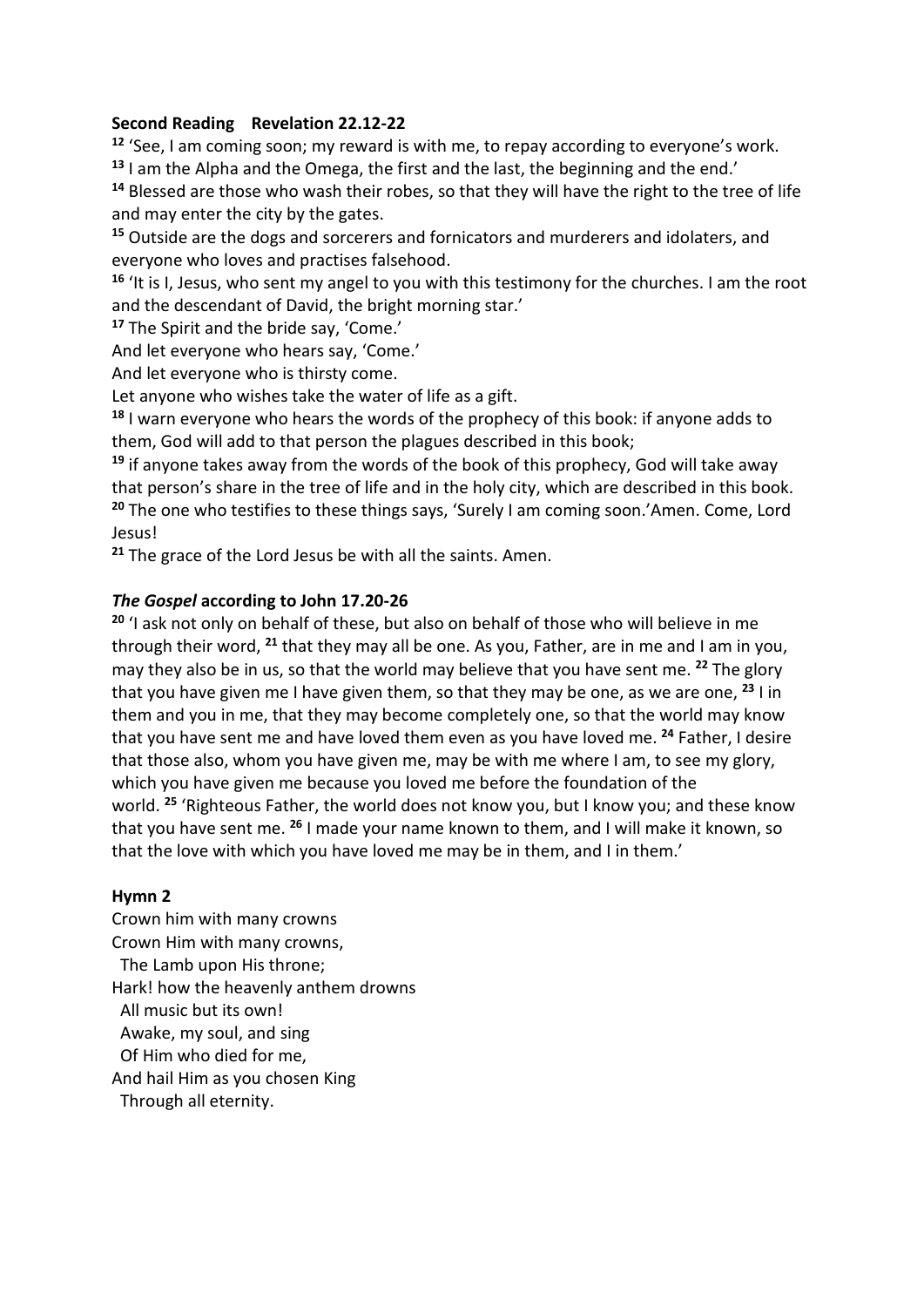**Second Reading  Revelation 22.12-22**

[12] 'See, I am coming soon; my reward is with me, to repay according to everyone's work.
[13] I am the Alpha and the Omega, the first and the last, the beginning and the end.'
[14] Blessed are those who wash their robes, so that they will have the right to the tree of life and may enter the city by the gates.
[15] Outside are the dogs and sorcerers and fornicators and murderers and idolaters, and everyone who loves and practises falsehood.
[16] 'It is I, Jesus, who sent my angel to you with this testimony for the churches. I am the root and the descendant of David, the bright morning star.'
[17] The Spirit and the bride say, 'Come.'
And let everyone who hears say, 'Come.'
And let everyone who is thirsty come.
Let anyone who wishes take the water of life as a gift.
[18] I warn everyone who hears the words of the prophecy of this book: if anyone adds to them, God will add to that person the plagues described in this book;
[19] if anyone takes away from the words of the book of this prophecy, God will take away that person's share in the tree of life and in the holy city, which are described in this book.
[20] The one who testifies to these things says, 'Surely I am coming soon.'Amen. Come, Lord Jesus!
[21] The grace of the Lord Jesus be with all the saints. Amen.

***The Gospel* according to John 17.20-26**

[20] 'I ask not only on behalf of these, but also on behalf of those who will believe in me through their word, [21] that they may all be one. As you, Father, are in me and I am in you, may they also be in us, so that the world may believe that you have sent me. [22] The glory that you have given me I have given them, so that they may be one, as we are one, [23] I in them and you in me, that they may become completely one, so that the world may know that you have sent me and have loved them even as you have loved me. [24] Father, I desire that those also, whom you have given me, may be with me where I am, to see my glory, which you have given me because you loved me before the foundation of the world. [25] 'Righteous Father, the world does not know you, but I know you; and these know that you have sent me. [26] I made your name known to them, and I will make it known, so that the love with which you have loved me may be in them, and I in them.'

**Hymn 2**

Crown him with many crowns
Crown Him with many crowns,
  The Lamb upon His throne;
Hark! how the heavenly anthem drowns
  All music but its own!
  Awake, my soul, and sing
  Of Him who died for me,
And hail Him as you chosen King
  Through all eternity.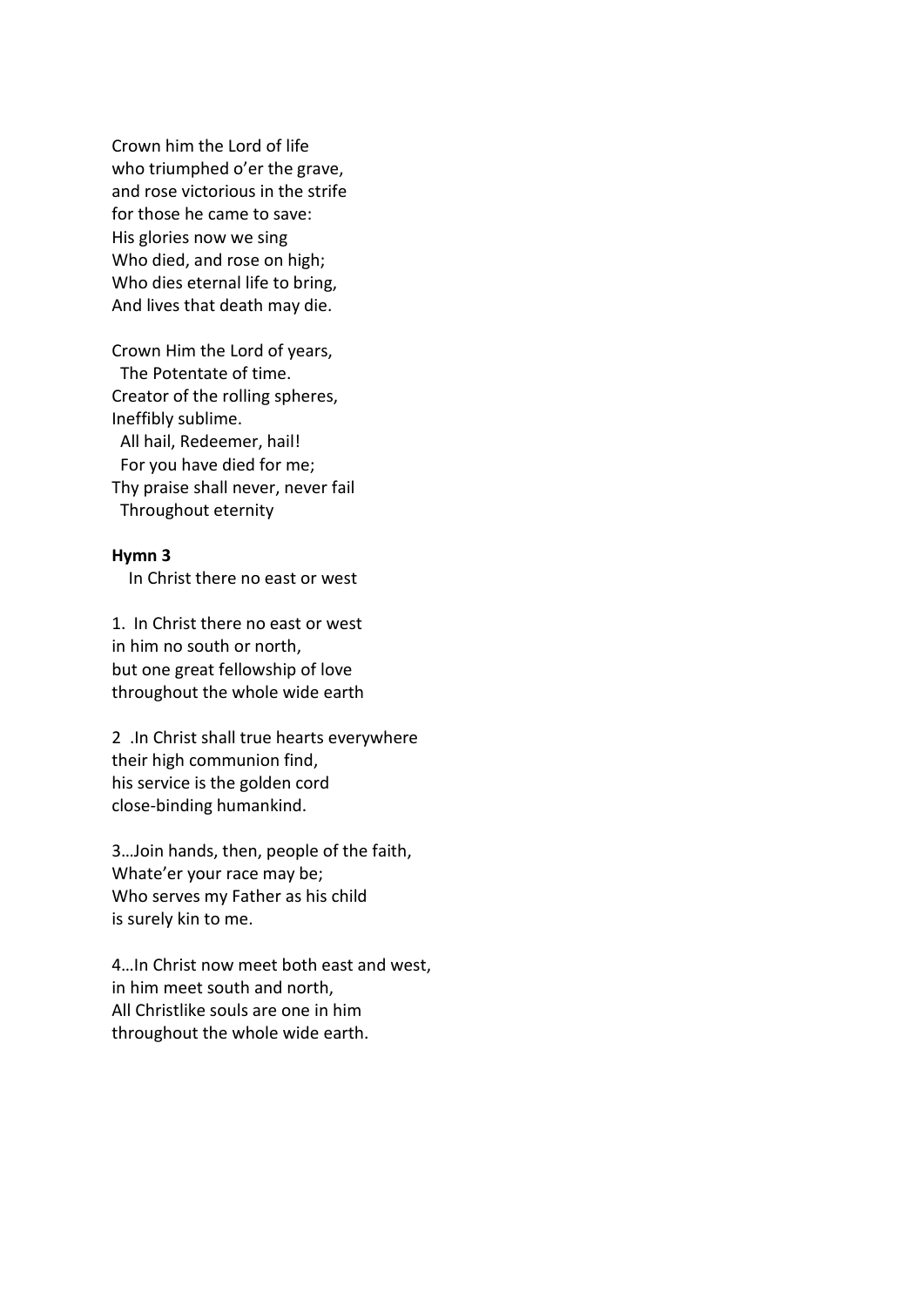Crown him the Lord of life
who triumphed o'er the grave,
and rose victorious in the strife
for those he came to save:
His glories now we sing
Who died, and rose on high;
Who dies eternal life to bring,
And lives that death may die.

Crown Him the Lord of years,
The Potentate of time.
Creator of the rolling spheres,
Ineffibly sublime.
All hail, Redeemer, hail!
For you have died for me;
Thy praise shall never, never fail
Throughout eternity

**Hymn 3**

In Christ there no east or west

1. In Christ there no east or west
in him no south or north,
but one great fellowship of love
throughout the whole wide earth

2 .In Christ shall true hearts everywhere
their high communion find,
his service is the golden cord
close-binding humankind.

3…Join hands, then, people of the faith,
Whate'er your race may be;
Who serves my Father as his child
is surely kin to me.

4…In Christ now meet both east and west,
in him meet south and north,
All Christlike souls are one in him
throughout the whole wide earth.